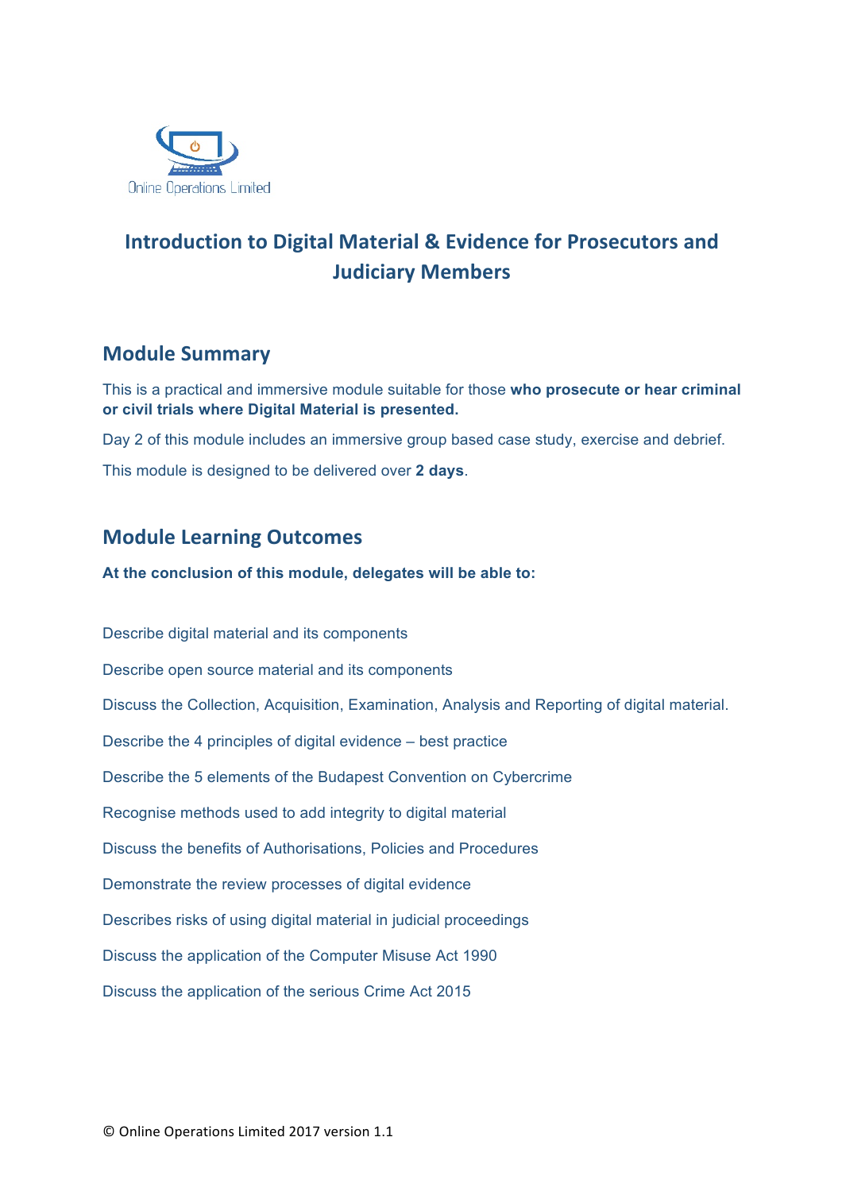Online Operations Limited

# Introduction to Digital Material & Evidence for Prosecutors and Judiciary Members

## Module Summary

This is a practical and immersive module suitable for those **who prosecute or hear criminal or civil trials where Digital Material is presented.**

Day 2 of this module includes an immersive group based case study, exercise and debrief.

This module is designed to be delivered over **2 days**.

## Module Learning Outcomes

**At the conclusion of this module, delegates will be able to:**

Describe digital material and its components

Describe open source material and its components

Discuss the Collection, Acquisition, Examination, Analysis and Reporting of digital material.

Describe the 4 principles of digital evidence – best practice

Describe the 5 elements of the Budapest Convention on Cybercrime

Recognise methods used to add integrity to digital material

Discuss the benefits of Authorisations, Policies and Procedures

Demonstrate the review processes of digital evidence

Describes risks of using digital material in judicial proceedings

Discuss the application of the Computer Misuse Act 1990

Discuss the application of the serious Crime Act 2015

© Online Operations Limited 2017 version 1.1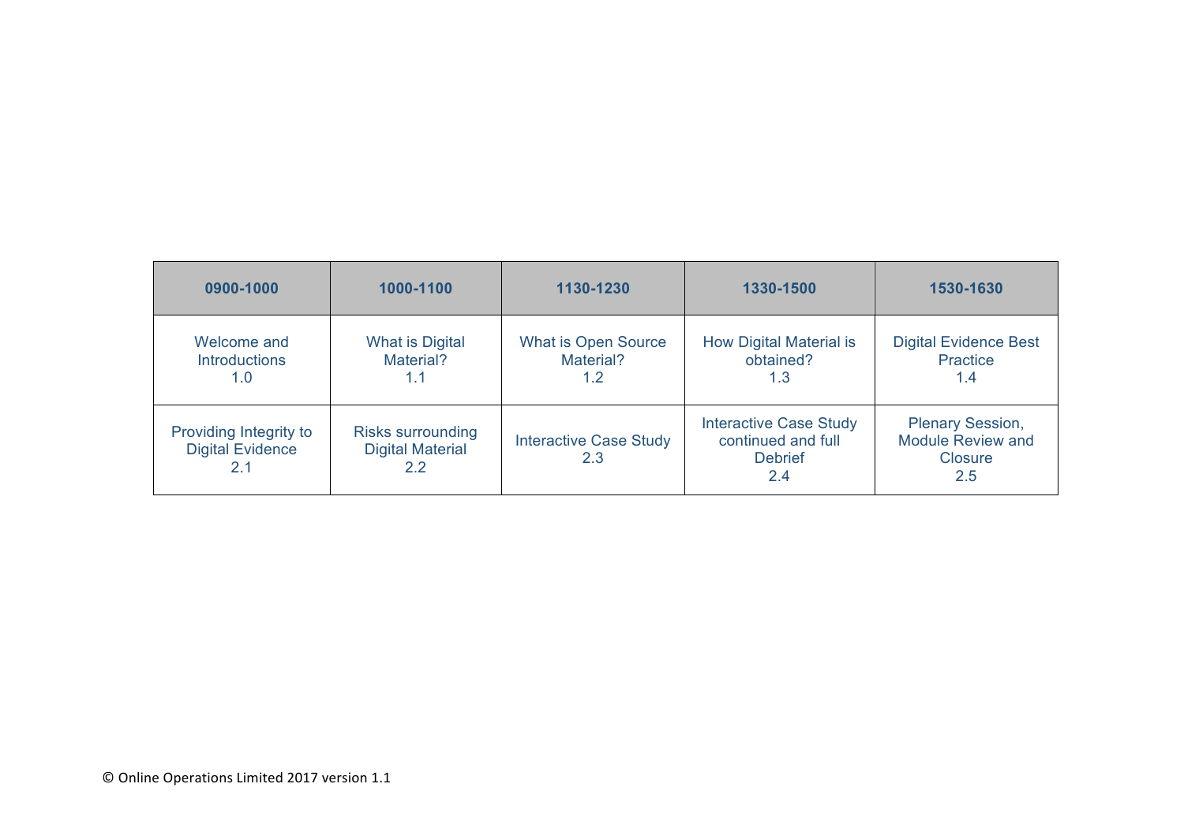| 0900-1000 | 1000-1100 | 1130-1230 | 1330-1500 | 1530-1630 |
|---|---|---|---|---|
| Welcome and Introductions 1.0 | What is Digital Material? 1.1 | What is Open Source Material? 1.2 | How Digital Material is obtained? 1.3 | Digital Evidence Best Practice 1.4 |
| Providing Integrity to Digital Evidence 2.1 | Risks surrounding Digital Material 2.2 | Interactive Case Study 2.3 | Interactive Case Study continued and full Debrief 2.4 | Plenary Session, Module Review and Closure 2.5 |

© Online Operations Limited 2017 version 1.1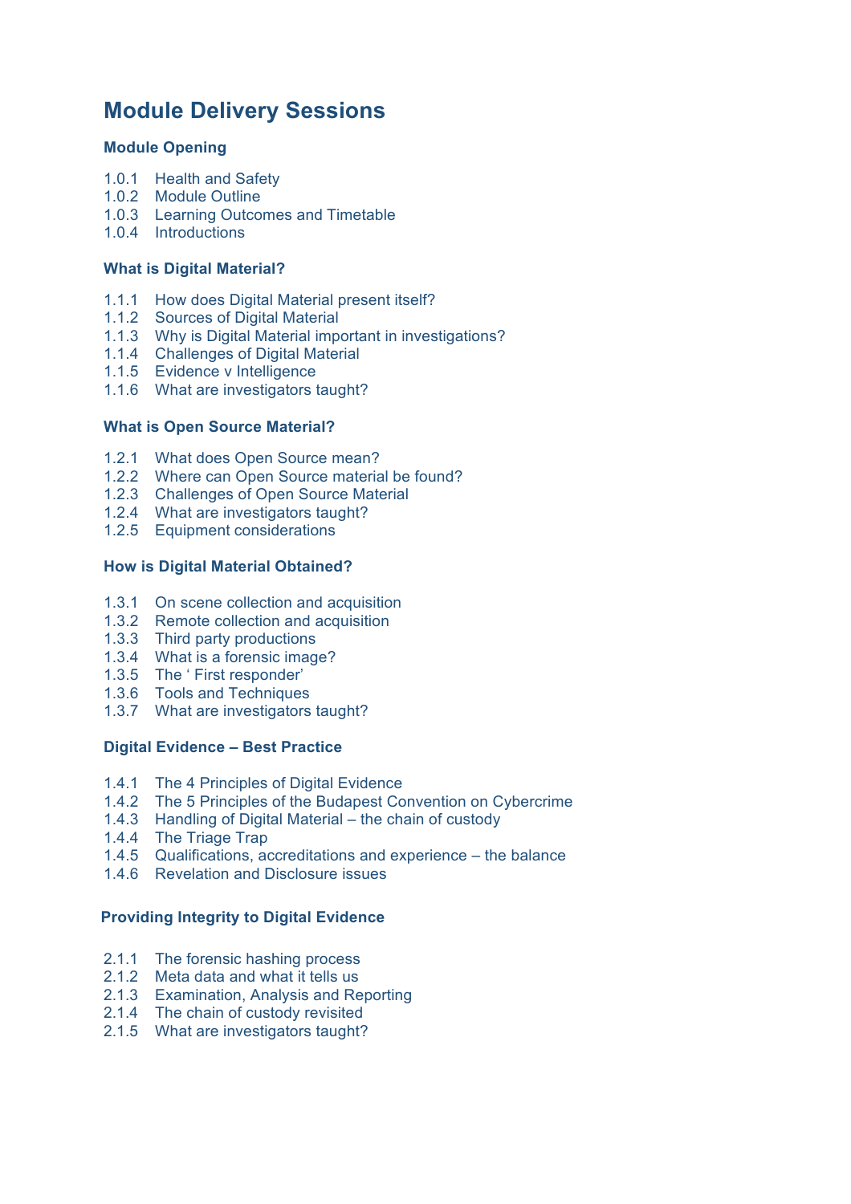# Module Delivery Sessions

### Module Opening

1.0.1 Health and Safety
1.0.2 Module Outline
1.0.3 Learning Outcomes and Timetable
1.0.4 Introductions

### What is Digital Material?

1.1.1 How does Digital Material present itself?
1.1.2 Sources of Digital Material
1.1.3 Why is Digital Material important in investigations?
1.1.4 Challenges of Digital Material
1.1.5 Evidence v Intelligence
1.1.6 What are investigators taught?

### What is Open Source Material?

1.2.1 What does Open Source mean?
1.2.2 Where can Open Source material be found?
1.2.3 Challenges of Open Source Material
1.2.4 What are investigators taught?
1.2.5 Equipment considerations

### How is Digital Material Obtained?

1.3.1 On scene collection and acquisition
1.3.2 Remote collection and acquisition
1.3.3 Third party productions
1.3.4 What is a forensic image?
1.3.5 The ' First responder'
1.3.6 Tools and Techniques
1.3.7 What are investigators taught?

### Digital Evidence – Best Practice

1.4.1 The 4 Principles of Digital Evidence
1.4.2 The 5 Principles of the Budapest Convention on Cybercrime
1.4.3 Handling of Digital Material – the chain of custody
1.4.4 The Triage Trap
1.4.5 Qualifications, accreditations and experience – the balance
1.4.6 Revelation and Disclosure issues

### Providing Integrity to Digital Evidence

2.1.1 The forensic hashing process
2.1.2 Meta data and what it tells us
2.1.3 Examination, Analysis and Reporting
2.1.4 The chain of custody revisited
2.1.5 What are investigators taught?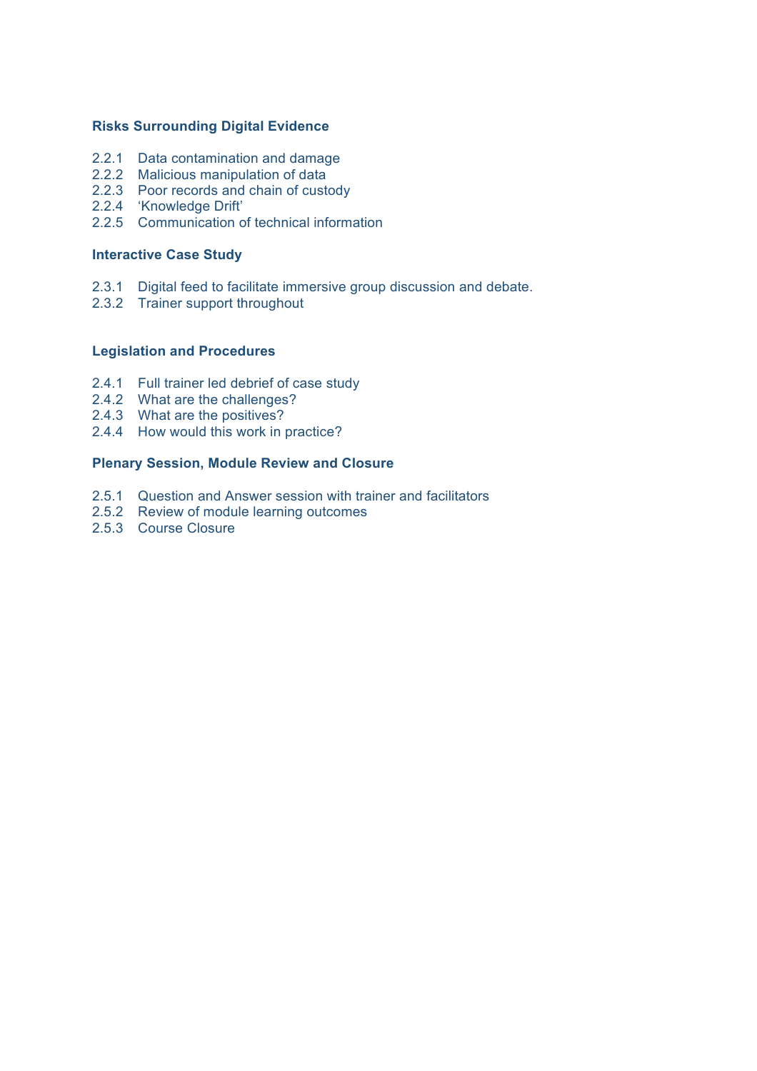### Risks Surrounding Digital Evidence

2.2.1 Data contamination and damage
2.2.2 Malicious manipulation of data
2.2.3 Poor records and chain of custody
2.2.4 'Knowledge Drift'
2.2.5 Communication of technical information

### Interactive Case Study

2.3.1 Digital feed to facilitate immersive group discussion and debate.
2.3.2 Trainer support throughout

### Legislation and Procedures

2.4.1 Full trainer led debrief of case study
2.4.2 What are the challenges?
2.4.3 What are the positives?
2.4.4 How would this work in practice?

### Plenary Session, Module Review and Closure

2.5.1 Question and Answer session with trainer and facilitators
2.5.2 Review of module learning outcomes
2.5.3 Course Closure